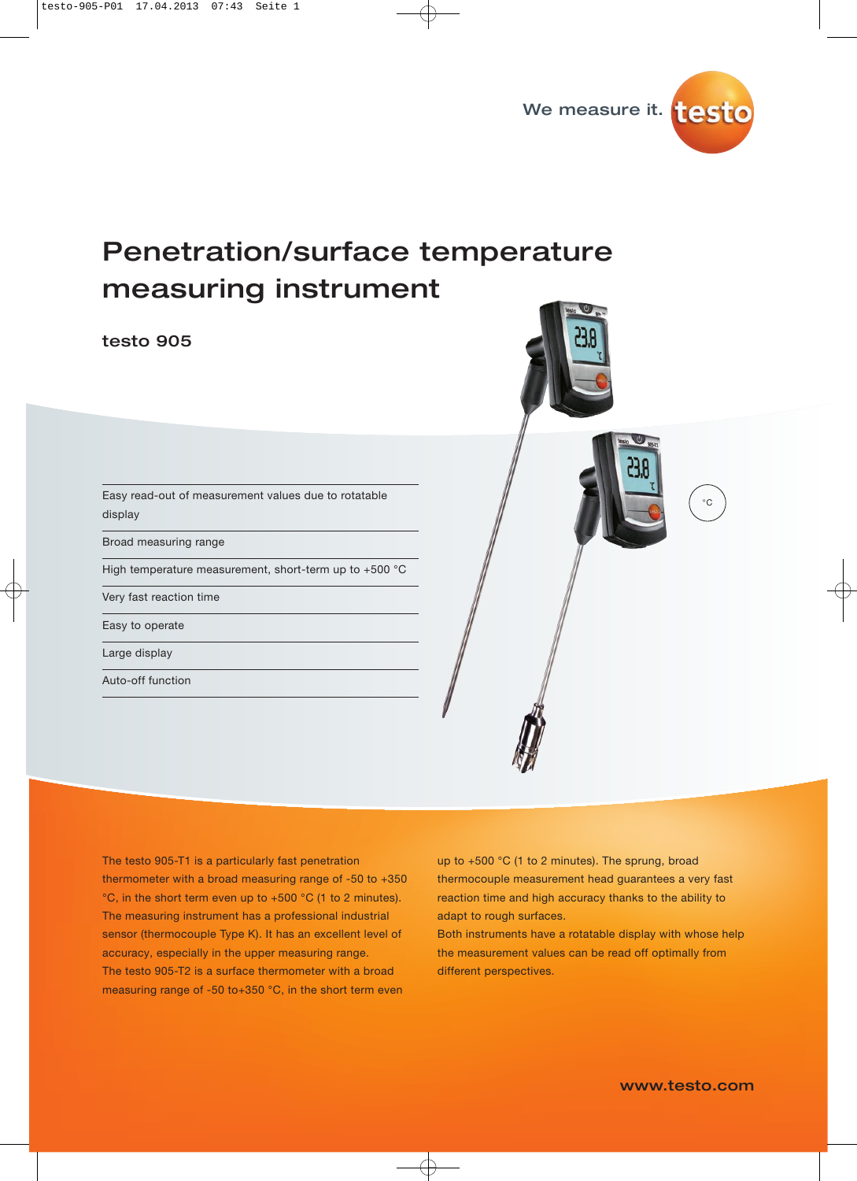We measure it. testo

# Penetration/surface temperature measuring instrument

## testo 905

- Easy read-out of measurement values due to rotatable display
- Broad measuring range
- High temperature measurement, short-term up to +500 °C
- Very fast reaction time
- Easy to operate
- Large display
- Auto-off function

°C

The testo 905-T1 is a particularly fast penetration thermometer with a broad measuring range of -50 to +350 °C, in the short term even up to +500 °C (1 to 2 minutes). The measuring instrument has a professional industrial sensor (thermocouple Type K). It has an excellent level of accuracy, especially in the upper measuring range.
The testo 905-T2 is a surface thermometer with a broad measuring range of -50 to+350 °C, in the short term even up to +500 °C (1 to 2 minutes). The sprung, broad thermocouple measurement head guarantees a very fast reaction time and high accuracy thanks to the ability to adapt to rough surfaces.
Both instruments have a rotatable display with whose help the measurement values can be read off optimally from different perspectives.

www.testo.com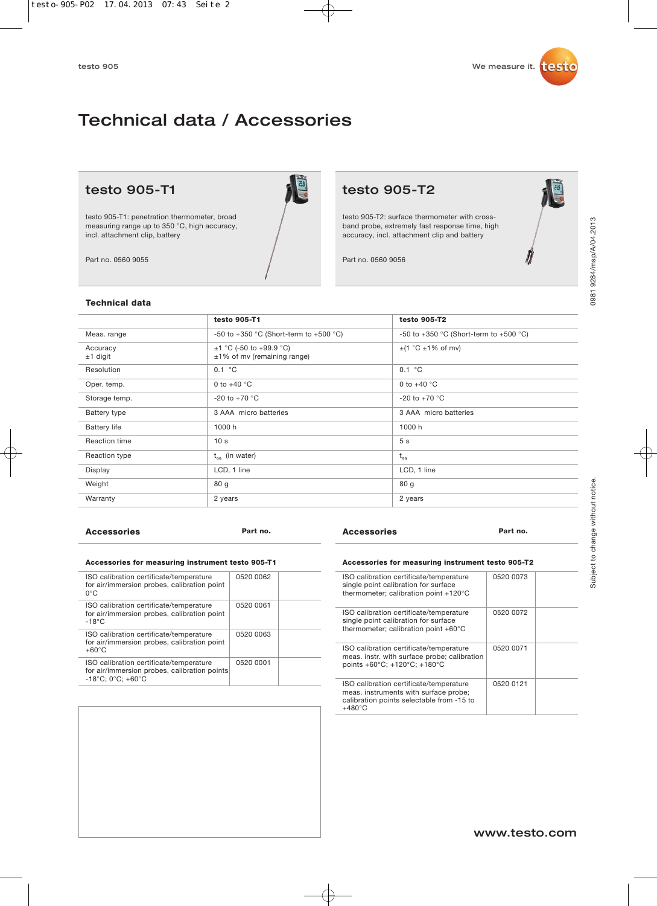# Technical data / Accessories

## testo 905-T1

testo 905-T1: penetration thermometer, broad measuring range up to 350 °C, high accuracy, incl. attachment clip, battery

Part no. 0560 9055

## testo 905-T2

testo 905-T2: surface thermometer with cross-band probe, extremely fast response time, high accuracy, incl. attachment clip and battery

Part no. 0560 9056

### Technical data

| | testo 905-T1 | testo 905-T2 |
|---|---|---|
| Meas. range | -50 to +350 °C (Short-term to +500 °C) | -50 to +350 °C (Short-term to +500 °C) |
| Accuracy ±1 digit | ±1 °C (-50 to +99.9 °C) ±1% of mv (remaining range) | ±(1 °C ±1% of mv) |
| Resolution | 0.1 °C | 0.1 °C |
| Oper. temp. | 0 to +40 °C | 0 to +40 °C |
| Storage temp. | -20 to +70 °C | -20 to +70 °C |
| Battery type | 3 AAA micro batteries | 3 AAA micro batteries |
| Battery life | 1000 h | 1000 h |
| Reaction time | 10 s | 5 s |
| Reaction type | $t_{99}$ (in water) | $t_{99}$ |
| Display | LCD, 1 line | LCD, 1 line |
| Weight | 80 g | 80 g |
| Warranty | 2 years | 2 years |

### Accessories

**Accessories for measuring instrument testo 905-T1**

| Accessories | Part no. |
|---|---|
| ISO calibration certificate/temperature for air/immersion probes, calibration point 0°C | 0520 0062 |
| ISO calibration certificate/temperature for air/immersion probes, calibration point -18°C | 0520 0061 |
| ISO calibration certificate/temperature for air/immersion probes, calibration point +60°C | 0520 0063 |
| ISO calibration certificate/temperature for air/immersion probes, calibration points -18°C; 0°C; +60°C | 0520 0001 |

### Accessories

**Accessories for measuring instrument testo 905-T2**

| Accessories | Part no. |
|---|---|
| ISO calibration certificate/temperature single point calibration for surface thermometer; calibration point +120°C | 0520 0073 |
| ISO calibration certificate/temperature single point calibration for surface thermometer; calibration point +60°C | 0520 0072 |
| ISO calibration certificate/temperature meas. instr. with surface probe; calibration points +60°C; +120°C; +180°C | 0520 0071 |
| ISO calibration certificate/temperature meas. instruments with surface probe; calibration points selectable from -15 to +480°C | 0520 0121 |

0981 9284/msp/A/04.2013

Subject to change without notice.

www.testo.com